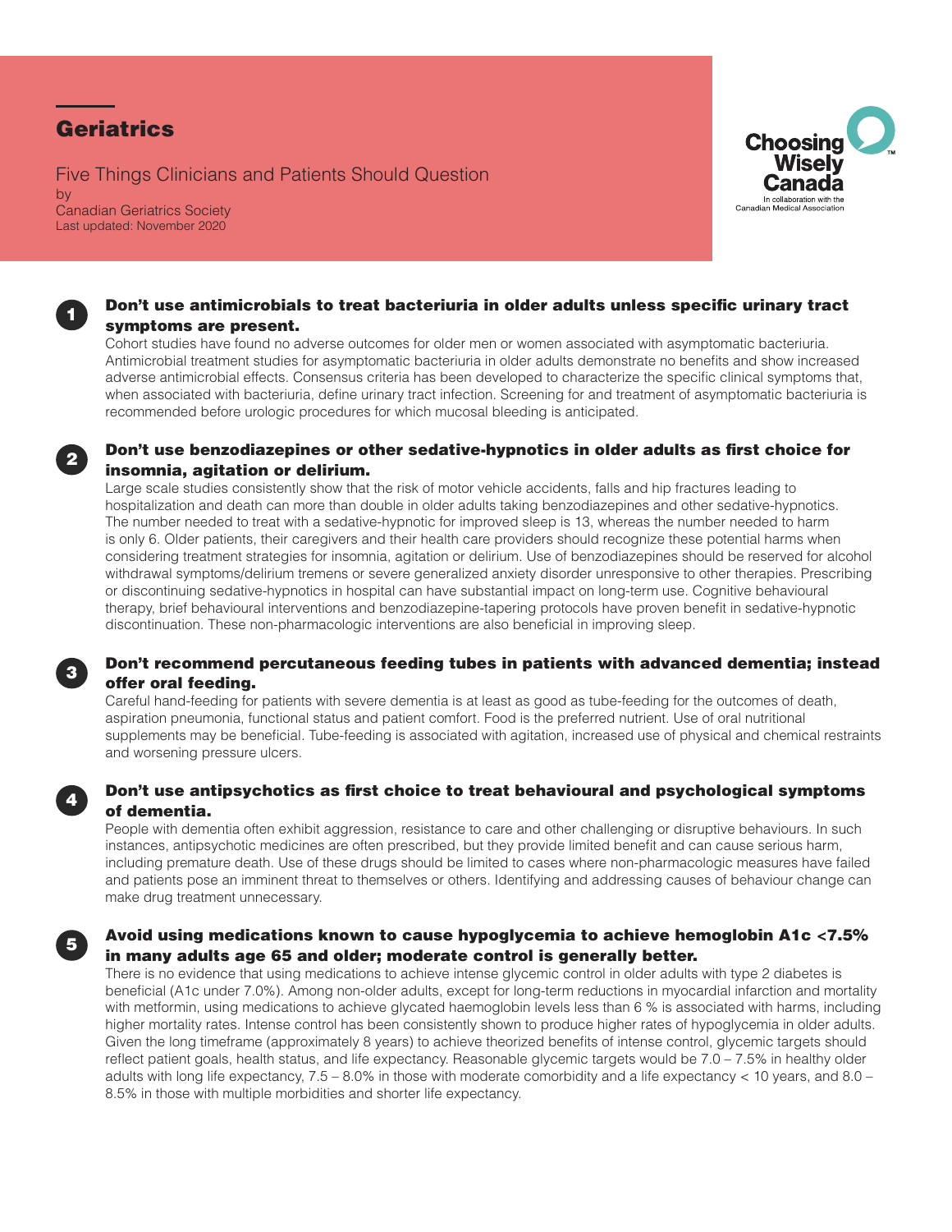# Geriatrics

Five Things Clinicians and Patients Should Question

by

Canadian Geriatrics Society

Last updated: November 2020

Choosing Wisely Canada

In collaboration with the Canadian Medical Association

## 1 Don't use antimicrobials to treat bacteriuria in older adults unless specific urinary tract symptoms are present.

Cohort studies have found no adverse outcomes for older men or women associated with asymptomatic bacteriuria. Antimicrobial treatment studies for asymptomatic bacteriuria in older adults demonstrate no benefits and show increased adverse antimicrobial effects. Consensus criteria has been developed to characterize the specific clinical symptoms that, when associated with bacteriuria, define urinary tract infection. Screening for and treatment of asymptomatic bacteriuria is recommended before urologic procedures for which mucosal bleeding is anticipated.

## 2 Don't use benzodiazepines or other sedative-hypnotics in older adults as first choice for insomnia, agitation or delirium.

Large scale studies consistently show that the risk of motor vehicle accidents, falls and hip fractures leading to hospitalization and death can more than double in older adults taking benzodiazepines and other sedative-hypnotics. The number needed to treat with a sedative-hypnotic for improved sleep is 13, whereas the number needed to harm is only 6. Older patients, their caregivers and their health care providers should recognize these potential harms when considering treatment strategies for insomnia, agitation or delirium. Use of benzodiazepines should be reserved for alcohol withdrawal symptoms/delirium tremens or severe generalized anxiety disorder unresponsive to other therapies. Prescribing or discontinuing sedative-hypnotics in hospital can have substantial impact on long-term use. Cognitive behavioural therapy, brief behavioural interventions and benzodiazepine-tapering protocols have proven benefit in sedative-hypnotic discontinuation. These non-pharmacologic interventions are also beneficial in improving sleep.

## 3 Don't recommend percutaneous feeding tubes in patients with advanced dementia; instead offer oral feeding.

Careful hand-feeding for patients with severe dementia is at least as good as tube-feeding for the outcomes of death, aspiration pneumonia, functional status and patient comfort. Food is the preferred nutrient. Use of oral nutritional supplements may be beneficial. Tube-feeding is associated with agitation, increased use of physical and chemical restraints and worsening pressure ulcers.

## 4 Don't use antipsychotics as first choice to treat behavioural and psychological symptoms of dementia.

People with dementia often exhibit aggression, resistance to care and other challenging or disruptive behaviours. In such instances, antipsychotic medicines are often prescribed, but they provide limited benefit and can cause serious harm, including premature death. Use of these drugs should be limited to cases where non-pharmacologic measures have failed and patients pose an imminent threat to themselves or others. Identifying and addressing causes of behaviour change can make drug treatment unnecessary.

## 5 Avoid using medications known to cause hypoglycemia to achieve hemoglobin A1c <7.5% in many adults age 65 and older; moderate control is generally better.

There is no evidence that using medications to achieve intense glycemic control in older adults with type 2 diabetes is beneficial (A1c under 7.0%). Among non-older adults, except for long-term reductions in myocardial infarction and mortality with metformin, using medications to achieve glycated haemoglobin levels less than 6 % is associated with harms, including higher mortality rates. Intense control has been consistently shown to produce higher rates of hypoglycemia in older adults. Given the long timeframe (approximately 8 years) to achieve theorized benefits of intense control, glycemic targets should reflect patient goals, health status, and life expectancy. Reasonable glycemic targets would be 7.0 – 7.5% in healthy older adults with long life expectancy, 7.5 – 8.0% in those with moderate comorbidity and a life expectancy < 10 years, and 8.0 – 8.5% in those with multiple morbidities and shorter life expectancy.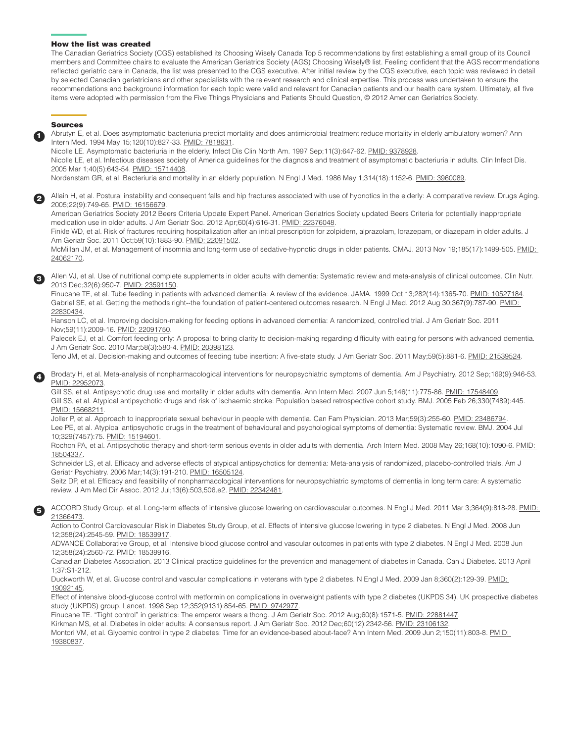## How the list was created

The Canadian Geriatrics Society (CGS) established its Choosing Wisely Canada Top 5 recommendations by first establishing a small group of its Council members and Committee chairs to evaluate the American Geriatrics Society (AGS) Choosing Wisely® list. Feeling confident that the AGS recommendations reflected geriatric care in Canada, the list was presented to the CGS executive. After initial review by the CGS executive, each topic was reviewed in detail by selected Canadian geriatricians and other specialists with the relevant research and clinical expertise. This process was undertaken to ensure the recommendations and background information for each topic were valid and relevant for Canadian patients and our health care system. Ultimately, all five items were adopted with permission from the Five Things Physicians and Patients Should Question, © 2012 American Geriatrics Society.

## Sources

**1**

Abrutyn E, et al. Does asymptomatic bacteriuria predict mortality and does antimicrobial treatment reduce mortality in elderly ambulatory women? Ann Intern Med. 1994 May 15;120(10):827-33. PMID: 7818631.

Nicolle LE. Asymptomatic bacteriuria in the elderly. Infect Dis Clin North Am. 1997 Sep;11(3):647-62. PMID: 9378928.

Nicolle LE, et al. Infectious diseases society of America guidelines for the diagnosis and treatment of asymptomatic bacteriuria in adults. Clin Infect Dis. 2005 Mar 1;40(5):643-54. PMID: 15714408.

Nordenstam GR, et al. Bacteriuria and mortality in an elderly population. N Engl J Med. 1986 May 1;314(18):1152-6. PMID: 3960089.

**2**

Allain H, et al. Postural instability and consequent falls and hip fractures associated with use of hypnotics in the elderly: A comparative review. Drugs Aging. 2005;22(9):749-65. PMID: 16156679.

American Geriatrics Society 2012 Beers Criteria Update Expert Panel. American Geriatrics Society updated Beers Criteria for potentially inappropriate medication use in older adults. J Am Geriatr Soc. 2012 Apr;60(4):616-31. PMID: 22376048.

Finkle WD, et al. Risk of fractures requiring hospitalization after an initial prescription for zolpidem, alprazolam, lorazepam, or diazepam in older adults. J Am Geriatr Soc. 2011 Oct;59(10):1883-90. PMID: 22091502.

McMillan JM, et al. Management of insomnia and long-term use of sedative-hypnotic drugs in older patients. CMAJ. 2013 Nov 19;185(17):1499-505. PMID: 24062170.

**3**

Allen VJ, et al. Use of nutritional complete supplements in older adults with dementia: Systematic review and meta-analysis of clinical outcomes. Clin Nutr. 2013 Dec;32(6):950-7. PMID: 23591150.

Finucane TE, et al. Tube feeding in patients with advanced dementia: A review of the evidence. JAMA. 1999 Oct 13;282(14):1365-70. PMID: 10527184.

Gabriel SE, et al. Getting the methods right--the foundation of patient-centered outcomes research. N Engl J Med. 2012 Aug 30;367(9):787-90. PMID: 22830434.

Hanson LC, et al. Improving decision-making for feeding options in advanced dementia: A randomized, controlled trial. J Am Geriatr Soc. 2011 Nov;59(11):2009-16. PMID: 22091750.

Palecek EJ, et al. Comfort feeding only: A proposal to bring clarity to decision-making regarding difficulty with eating for persons with advanced dementia. J Am Geriatr Soc. 2010 Mar;58(3):580-4. PMID: 20398123.

Teno JM, et al. Decision-making and outcomes of feeding tube insertion: A five-state study. J Am Geriatr Soc. 2011 May;59(5):881-6. PMID: 21539524.

**4**

Brodaty H, et al. Meta-analysis of nonpharmacological interventions for neuropsychiatric symptoms of dementia. Am J Psychiatry. 2012 Sep;169(9):946-53. PMID: 22952073.

Gill SS, et al. Antipsychotic drug use and mortality in older adults with dementia. Ann Intern Med. 2007 Jun 5;146(11):775-86. PMID: 17548409.

Gill SS, et al. Atypical antipsychotic drugs and risk of ischaemic stroke: Population based retrospective cohort study. BMJ. 2005 Feb 26;330(7489):445. PMID: 15668211.

Joller P, et al. Approach to inappropriate sexual behaviour in people with dementia. Can Fam Physician. 2013 Mar;59(3):255-60. PMID: 23486794.

Lee PE, et al. Atypical antipsychotic drugs in the treatment of behavioural and psychological symptoms of dementia: Systematic review. BMJ. 2004 Jul 10;329(7457):75. PMID: 15194601.

Rochon PA, et al. Antipsychotic therapy and short-term serious events in older adults with dementia. Arch Intern Med. 2008 May 26;168(10):1090-6. PMID: 18504337.

Schneider LS, et al. Efficacy and adverse effects of atypical antipsychotics for dementia: Meta-analysis of randomized, placebo-controlled trials. Am J Geriatr Psychiatry. 2006 Mar;14(3):191-210. PMID: 16505124.

Seitz DP, et al. Efficacy and feasibility of nonpharmacological interventions for neuropsychiatric symptoms of dementia in long term care: A systematic review. J Am Med Dir Assoc. 2012 Jul;13(6):503,506.e2. PMID: 22342481.

**5**

ACCORD Study Group, et al. Long-term effects of intensive glucose lowering on cardiovascular outcomes. N Engl J Med. 2011 Mar 3;364(9):818-28. PMID: 21366473.

Action to Control Cardiovascular Risk in Diabetes Study Group, et al. Effects of intensive glucose lowering in type 2 diabetes. N Engl J Med. 2008 Jun 12;358(24):2545-59. PMID: 18539917.

ADVANCE Collaborative Group, et al. Intensive blood glucose control and vascular outcomes in patients with type 2 diabetes. N Engl J Med. 2008 Jun 12;358(24):2560-72. PMID: 18539916.

Canadian Diabetes Association. 2013 Clinical practice guidelines for the prevention and management of diabetes in Canada. Can J Diabetes. 2013 April 1;37:S1-212.

Duckworth W, et al. Glucose control and vascular complications in veterans with type 2 diabetes. N Engl J Med. 2009 Jan 8;360(2):129-39. PMID: 19092145.

Effect of intensive blood-glucose control with metformin on complications in overweight patients with type 2 diabetes (UKPDS 34). UK prospective diabetes study (UKPDS) group. Lancet. 1998 Sep 12;352(9131):854-65. PMID: 9742977.

Finucane TE. "Tight control" in geriatrics: The emperor wears a thong. J Am Geriatr Soc. 2012 Aug;60(8):1571-5. PMID: 22881447.

Kirkman MS, et al. Diabetes in older adults: A consensus report. J Am Geriatr Soc. 2012 Dec;60(12):2342-56. PMID: 23106132.

Montori VM, et al. Glycemic control in type 2 diabetes: Time for an evidence-based about-face? Ann Intern Med. 2009 Jun 2;150(11):803-8. PMID: 19380837.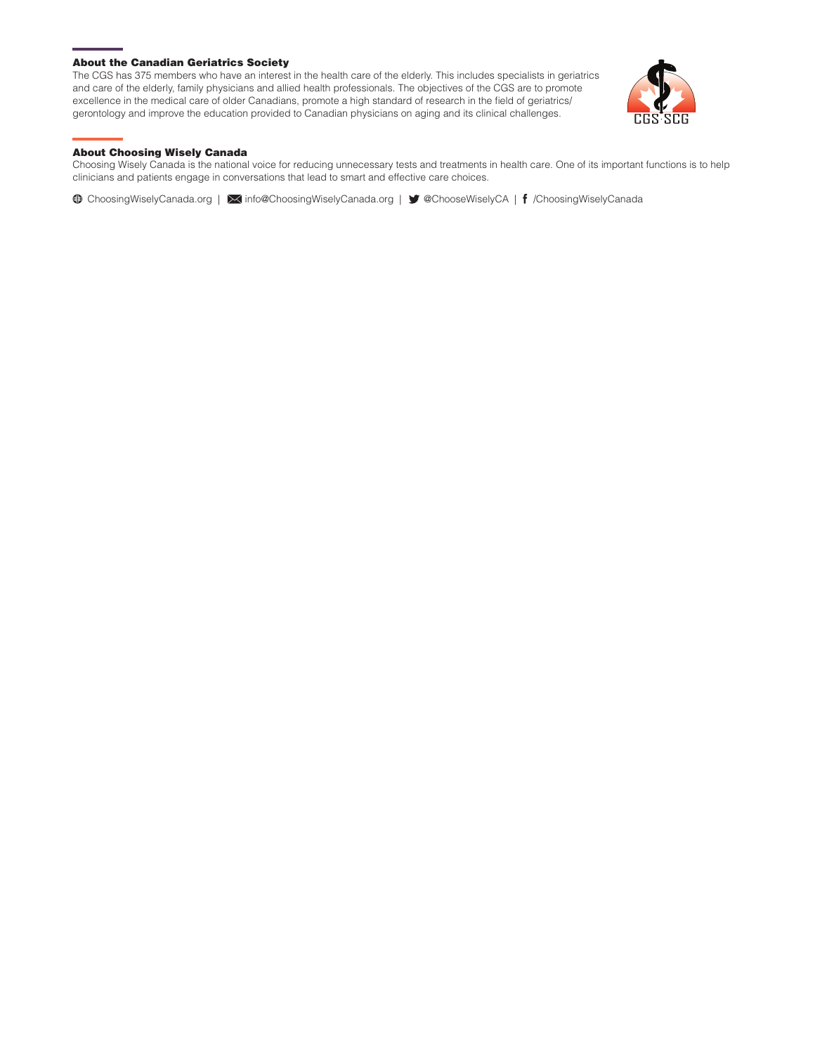### About the Canadian Geriatrics Society

The CGS has 375 members who have an interest in the health care of the elderly. This includes specialists in geriatrics and care of the elderly, family physicians and allied health professionals. The objectives of the CGS are to promote excellence in the medical care of older Canadians, promote a high standard of research in the field of geriatrics/gerontology and improve the education provided to Canadian physicians on aging and its clinical challenges.

CGS·SCG

### About Choosing Wisely Canada

Choosing Wisely Canada is the national voice for reducing unnecessary tests and treatments in health care. One of its important functions is to help clinicians and patients engage in conversations that lead to smart and effective care choices.

ChoosingWiselyCanada.org | info@ChoosingWiselyCanada.org | @ChooseWiselyCA | /ChoosingWiselyCanada